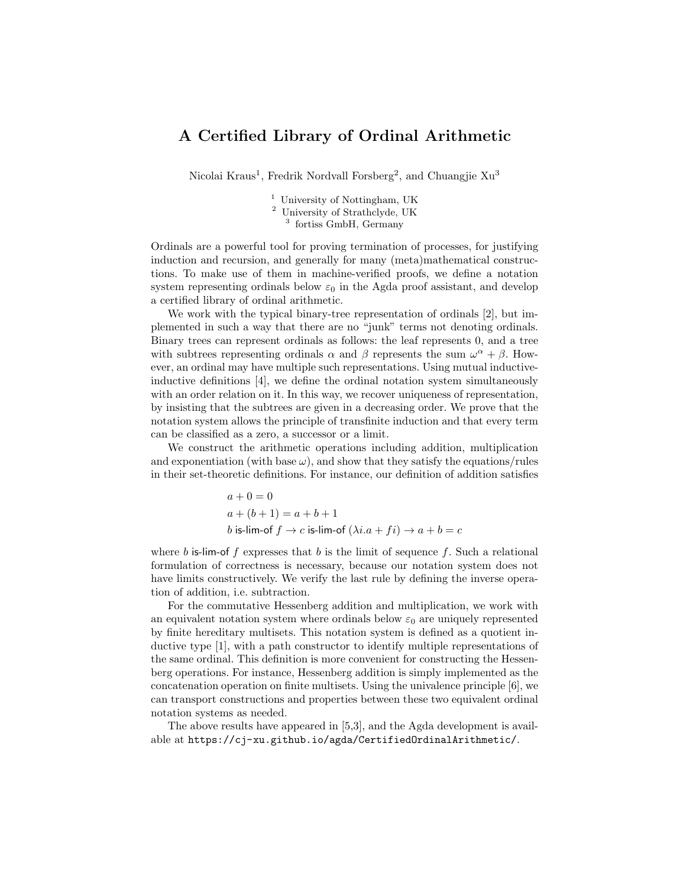# A Certified Library of Ordinal Arithmetic

Nicolai Kraus[1], Fredrik Nordvall Forsberg[2], and Chuangjie Xu[3]

[1] University of Nottingham, UK
[2] University of Strathclyde, UK
[3] fortiss GmbH, Germany

Ordinals are a powerful tool for proving termination of processes, for justifying induction and recursion, and generally for many (meta)mathematical constructions. To make use of them in machine-verified proofs, we define a notation system representing ordinals below $\varepsilon_0$ in the Agda proof assistant, and develop a certified library of ordinal arithmetic.

We work with the typical binary-tree representation of ordinals [2], but implemented in such a way that there are no "junk" terms not denoting ordinals. Binary trees can represent ordinals as follows: the leaf represents 0, and a tree with subtrees representing ordinals $\alpha$ and $\beta$ represents the sum $\omega^{\alpha} + \beta$. However, an ordinal may have multiple such representations. Using mutual inductive-inductive definitions [4], we define the ordinal notation system simultaneously with an order relation on it. In this way, we recover uniqueness of representation, by insisting that the subtrees are given in a decreasing order. We prove that the notation system allows the principle of transfinite induction and that every term can be classified as a zero, a successor or a limit.

We construct the arithmetic operations including addition, multiplication and exponentiation (with base $\omega$), and show that they satisfy the equations/rules in their set-theoretic definitions. For instance, our definition of addition satisfies

$$
\begin{aligned}
&a + 0 = 0 \\
&a + (b + 1) = a + b + 1 \\
&b \text{ is-lim-of } f \to c \text{ is-lim-of } (\lambda i. a + f i) \to a + b = c
\end{aligned}
$$

where $b$ is-lim-of $f$ expresses that $b$ is the limit of sequence $f$. Such a relational formulation of correctness is necessary, because our notation system does not have limits constructively. We verify the last rule by defining the inverse operation of addition, i.e. subtraction.

For the commutative Hessenberg addition and multiplication, we work with an equivalent notation system where ordinals below $\varepsilon_0$ are uniquely represented by finite hereditary multisets. This notation system is defined as a quotient inductive type [1], with a path constructor to identify multiple representations of the same ordinal. This definition is more convenient for constructing the Hessenberg operations. For instance, Hessenberg addition is simply implemented as the concatenation operation on finite multisets. Using the univalence principle [6], we can transport constructions and properties between these two equivalent ordinal notation systems as needed.

The above results have appeared in [5,3], and the Agda development is available at `https://cj-xu.github.io/agda/CertifiedOrdinalArithmetic/`.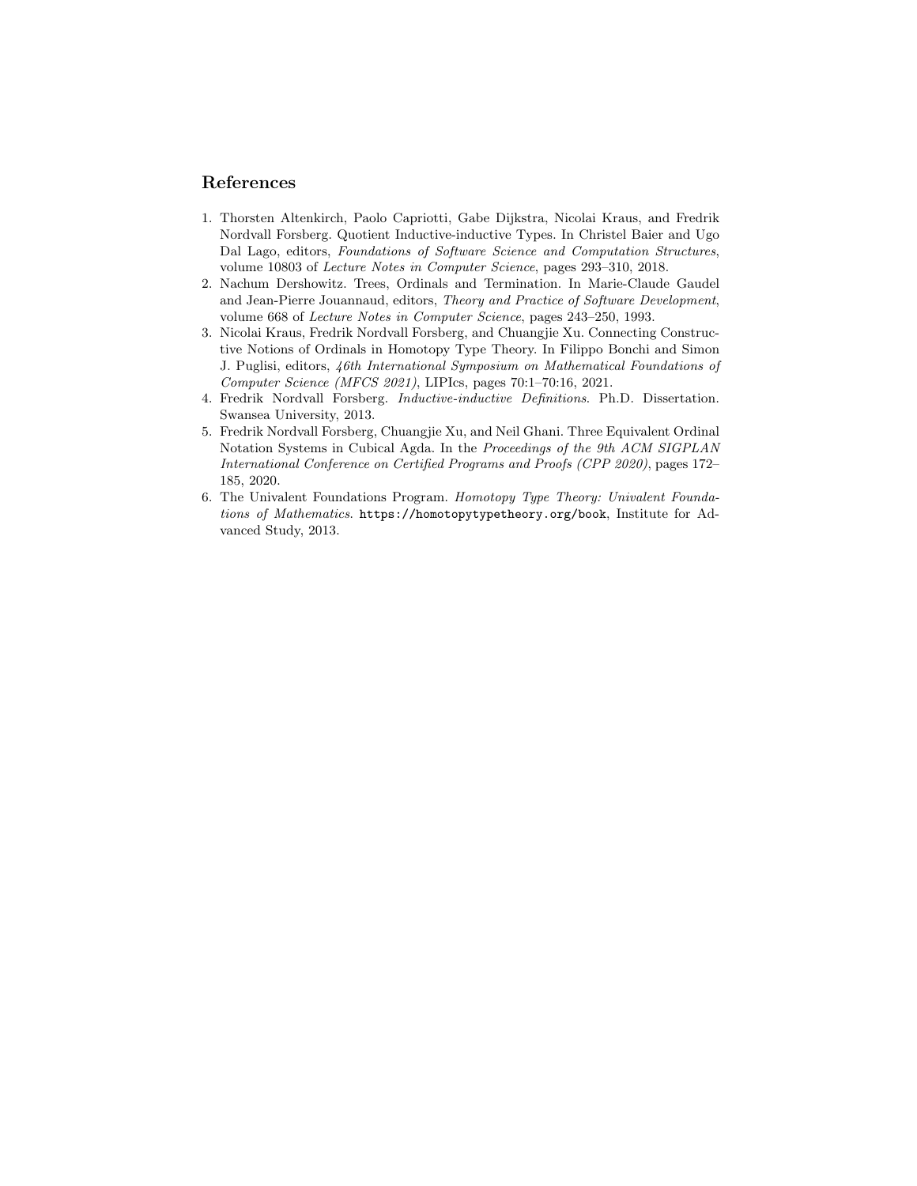## References

1. Thorsten Altenkirch, Paolo Capriotti, Gabe Dijkstra, Nicolai Kraus, and Fredrik Nordvall Forsberg. Quotient Inductive-inductive Types. In Christel Baier and Ugo Dal Lago, editors, *Foundations of Software Science and Computation Structures*, volume 10803 of *Lecture Notes in Computer Science*, pages 293–310, 2018.
2. Nachum Dershowitz. Trees, Ordinals and Termination. In Marie-Claude Gaudel and Jean-Pierre Jouannaud, editors, *Theory and Practice of Software Development*, volume 668 of *Lecture Notes in Computer Science*, pages 243–250, 1993.
3. Nicolai Kraus, Fredrik Nordvall Forsberg, and Chuangjie Xu. Connecting Constructive Notions of Ordinals in Homotopy Type Theory. In Filippo Bonchi and Simon J. Puglisi, editors, *46th International Symposium on Mathematical Foundations of Computer Science (MFCS 2021)*, LIPIcs, pages 70:1–70:16, 2021.
4. Fredrik Nordvall Forsberg. *Inductive-inductive Definitions*. Ph.D. Dissertation. Swansea University, 2013.
5. Fredrik Nordvall Forsberg, Chuangjie Xu, and Neil Ghani. Three Equivalent Ordinal Notation Systems in Cubical Agda. In the *Proceedings of the 9th ACM SIGPLAN International Conference on Certified Programs and Proofs (CPP 2020)*, pages 172–185, 2020.
6. The Univalent Foundations Program. *Homotopy Type Theory: Univalent Foundations of Mathematics*. `https://homotopytypetheory.org/book`, Institute for Advanced Study, 2013.